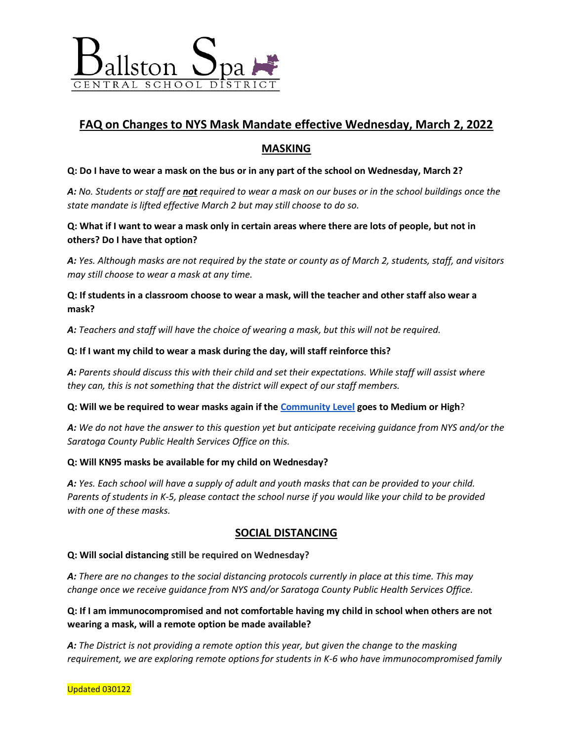Ballston Spa
CENTRAL SCHOOL DISTRICT

# FAQ on Changes to NYS Mask Mandate effective Wednesday, March 2, 2022

## MASKING

**Q: Do I have to wear a mask on the bus or in any part of the school on Wednesday, March 2?**

***A:*** *No. Students or staff are* ***not*** *required to wear a mask on our buses or in the school buildings once the state mandate is lifted effective March 2 but may still choose to do so.*

**Q: What if I want to wear a mask only in certain areas where there are lots of people, but not in others? Do I have that option?**

***A:*** *Yes. Although masks are not required by the state or county as of March 2, students, staff, and visitors may still choose to wear a mask at any time.*

**Q: If students in a classroom choose to wear a mask, will the teacher and other staff also wear a mask?**

***A:*** *Teachers and staff will have the choice of wearing a mask, but this will not be required.*

**Q: If I want my child to wear a mask during the day, will staff reinforce this?**

***A:*** *Parents should discuss this with their child and set their expectations. While staff will assist where they can, this is not something that the district will expect of our staff members.*

**Q: Will we be required to wear masks again if the Community Level goes to Medium or High?**

***A:*** *We do not have the answer to this question yet but anticipate receiving guidance from NYS and/or the Saratoga County Public Health Services Office on this.*

**Q: Will KN95 masks be available for my child on Wednesday?**

***A:*** *Yes. Each school will have a supply of adult and youth masks that can be provided to your child. Parents of students in K-5, please contact the school nurse if you would like your child to be provided with one of these masks.*

## SOCIAL DISTANCING

**Q: Will social distancing still be required on Wednesday?**

***A:*** *There are no changes to the social distancing protocols currently in place at this time. This may change once we receive guidance from NYS and/or Saratoga County Public Health Services Office.*

**Q: If I am immunocompromised and not comfortable having my child in school when others are not wearing a mask, will a remote option be made available?**

***A:*** *The District is not providing a remote option this year, but given the change to the masking requirement, we are exploring remote options for students in K-6 who have immunocompromised family*

Updated 030122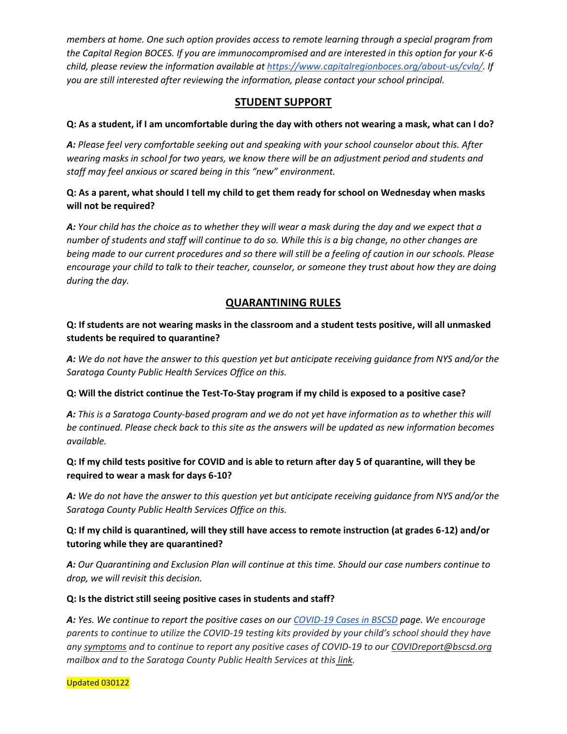*members at home. One such option provides access to remote learning through a special program from the Capital Region BOCES. If you are immunocompromised and are interested in this option for your K-6 child, please review the information available at [https://www.capitalregionboces.org/about-us/cvla/](https://www.capitalregionboces.org/about-us/cvla/). If you are still interested after reviewing the information, please contact your school principal.*

## STUDENT SUPPORT

**Q: As a student, if I am uncomfortable during the day with others not wearing a mask, what can I do?**

***A:*** *Please feel very comfortable seeking out and speaking with your school counselor about this. After wearing masks in school for two years, we know there will be an adjustment period and students and staff may feel anxious or scared being in this "new" environment.*

**Q: As a parent, what should I tell my child to get them ready for school on Wednesday when masks will not be required?**

***A:*** *Your child has the choice as to whether they will wear a mask during the day and we expect that a number of students and staff will continue to do so. While this is a big change, no other changes are being made to our current procedures and so there will still be a feeling of caution in our schools. Please encourage your child to talk to their teacher, counselor, or someone they trust about how they are doing during the day.*

## QUARANTINING RULES

**Q: If students are not wearing masks in the classroom and a student tests positive, will all unmasked students be required to quarantine?**

***A:*** *We do not have the answer to this question yet but anticipate receiving guidance from NYS and/or the Saratoga County Public Health Services Office on this.*

**Q: Will the district continue the Test-To-Stay program if my child is exposed to a positive case?**

***A:*** *This is a Saratoga County-based program and we do not yet have information as to whether this will be continued. Please check back to this site as the answers will be updated as new information becomes available.*

**Q: If my child tests positive for COVID and is able to return after day 5 of quarantine, will they be required to wear a mask for days 6-10?**

***A:*** *We do not have the answer to this question yet but anticipate receiving guidance from NYS and/or the Saratoga County Public Health Services Office on this.*

**Q: If my child is quarantined, will they still have access to remote instruction (at grades 6-12) and/or tutoring while they are quarantined?**

***A:*** *Our Quarantining and Exclusion Plan will continue at this time. Should our case numbers continue to drop, we will revisit this decision.*

**Q: Is the district still seeing positive cases in students and staff?**

***A:*** *Yes. We continue to report the positive cases on our COVID-19 Cases in BSCSD page. We encourage parents to continue to utilize the COVID-19 testing kits provided by your child's school should they have any symptoms and to continue to report any positive cases of COVID-19 to our COVIDreport@bscsd.org mailbox and to the Saratoga County Public Health Services at this link.*

Updated 030122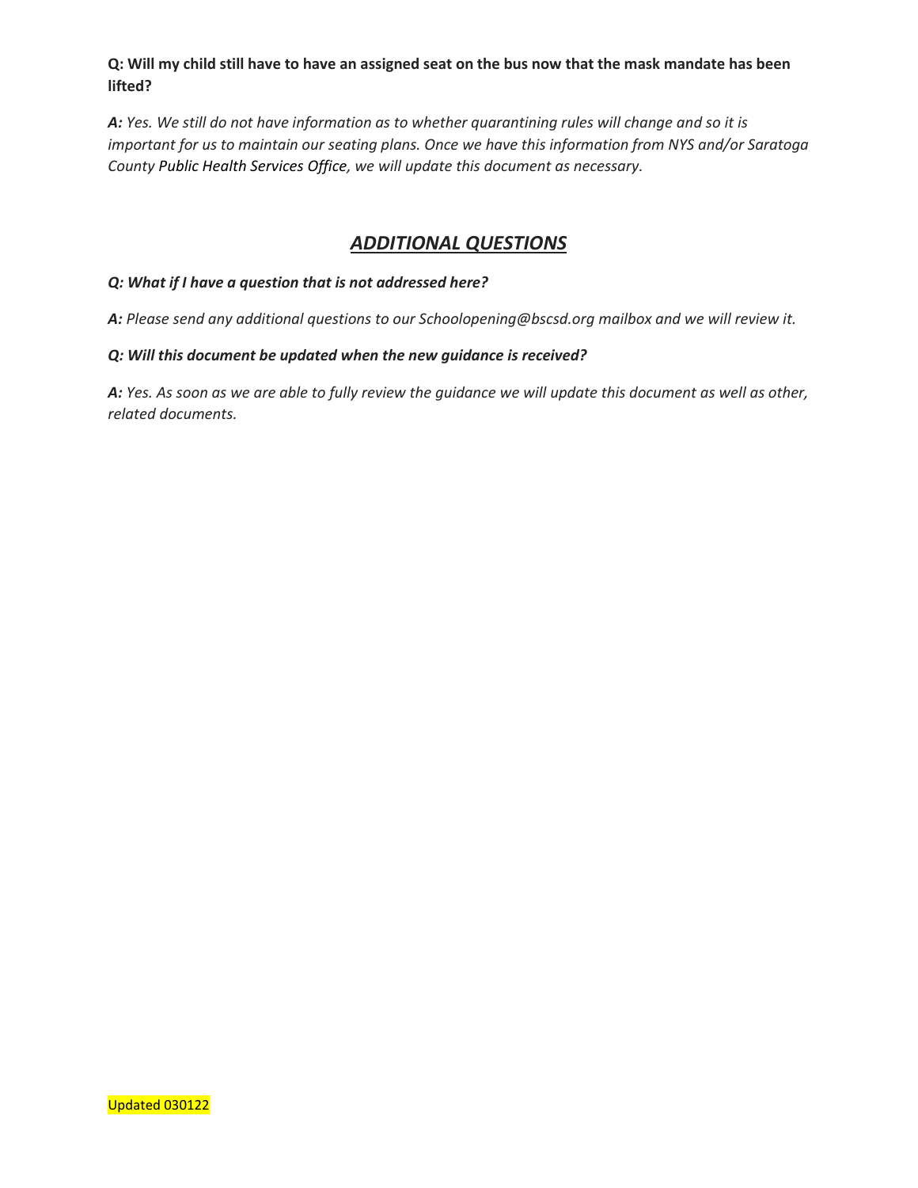**Q: Will my child still have to have an assigned seat on the bus now that the mask mandate has been lifted?**

***A:*** *Yes. We still do not have information as to whether quarantining rules will change and so it is important for us to maintain our seating plans. Once we have this information from NYS and/or Saratoga County* Public Health Services Office*, we will update this document as necessary.*

## ***ADDITIONAL QUESTIONS***

***Q: What if I have a question that is not addressed here?***

***A:*** *Please send any additional questions to our Schoolopening@bscsd.org mailbox and we will review it.*

***Q: Will this document be updated when the new guidance is received?***

***A:*** *Yes. As soon as we are able to fully review the guidance we will update this document as well as other, related documents.*

Updated 030122